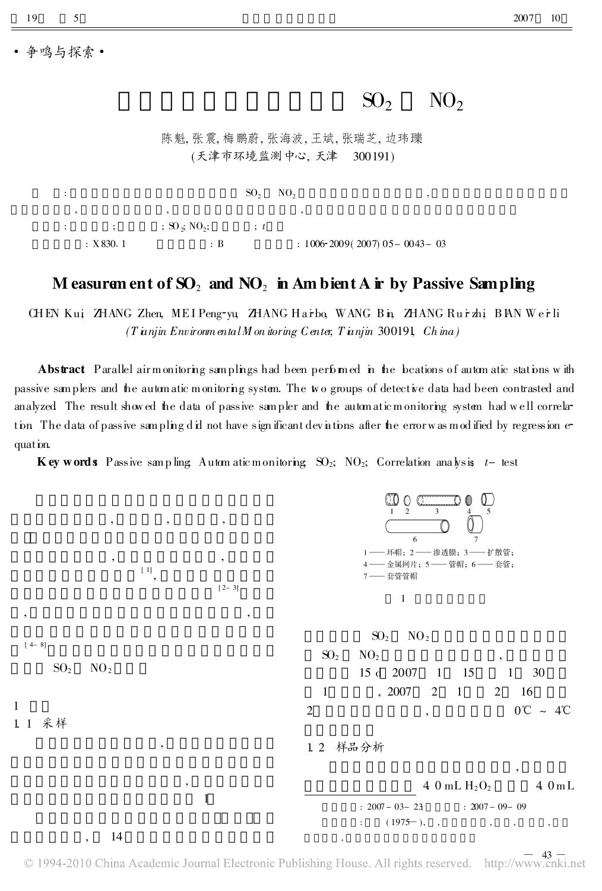·争鸣与探索·

# $SO_2$ $NO_2$

陈魁, 张震, 梅鹏蔚, 张海波, 王斌, 张瑞芝, 边玮瓅

(天津市环境监测中心, 天津 300191)

: $SO_2$ $NO_2$ , , , ,

: ; ; $SO_2$; $NO_2$; ; $t$

: X830.1 : B : 1006-2009(2007)05-0043-03

## Measurement of $SO_2$ and $NO_2$ in Ambient Air by Passive Sampling

CHEN Kui, ZHANG Zhen, MEI Peng-yu, ZHANG Hai-bo, WANG Bin, ZHANG Rui-zhi, BIAN Wei-li

*(Tianjin Environmental Monitoring Center, Tianjin 300191, China)*

**Abstract** Parallel air monitoring samplings had been performed in the locations of automatic stations with passive samplers and the automatic monitoring system. The two groups of detective data had been contrasted and analyzed. The result showed the data of passive sampler and the automatic monitoring system had well correlation. The data of passive sampling did not have significant deviations after the error was modified by regression equation.

**Key words** Passive sampling; Automatic monitoring; $SO_2$; $NO_2$; Correlation analysis; $t$- test

, , , ,

, , [1], [2-3]

, , [4-8]

$SO_2$ $NO_2$

1

1.1 采样

,

, 1

, 14

1 —— 环帽; 2 —— 渗透膜; 3 —— 扩散管; 4 —— 金属网片; 5 —— 管帽; 6 —— 套管; 7 —— 套管管帽

1

$SO_2$ $NO_2$

$SO_2$ $NO_2$ ,

15 d 2007 1 15 1 30

1 , 2007 2 1 2 16

2 , 0℃ ~ 4℃

1.2 样品分析

,

4.0 mL $H_2O_2$ 4.0 mL

: 2007-03-23 : 2007-09-09

: (1975—), , , , , ,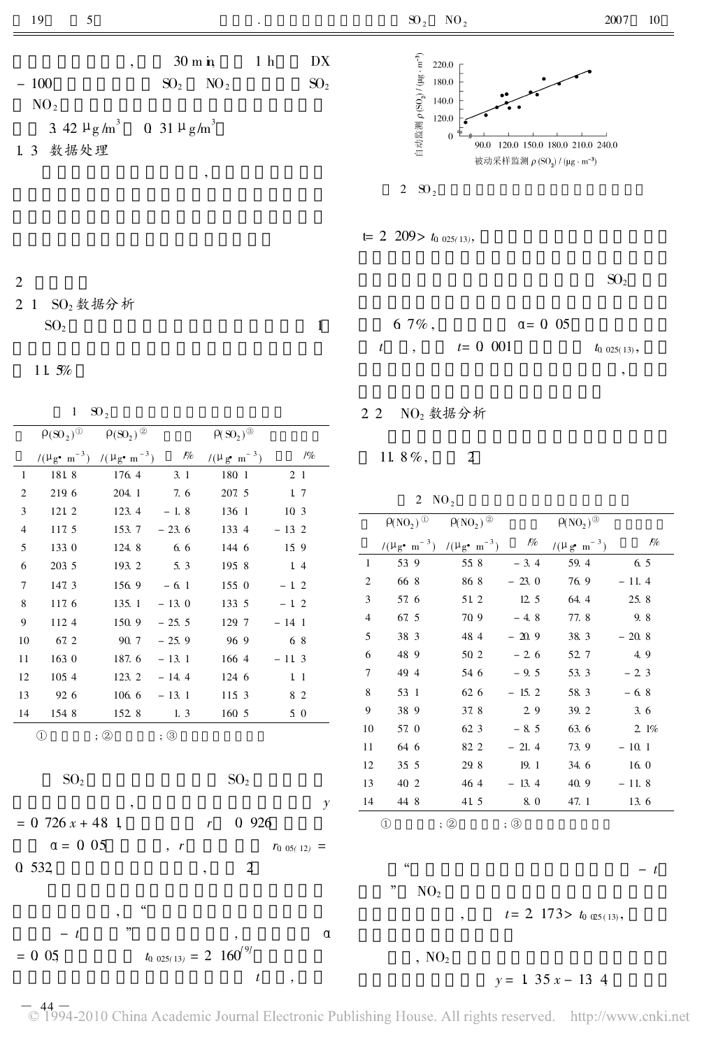30 min, 1 h DX - 100 $SO_2$ $NO_2$ $SO_2$ $NO_2$

3.42 μg/m³ 0.31 μg/m³

## 1.3 数据处理

## 2

## 2.1 $SO_2$ 数据分析

$SO_2$ 1

11.5%

表 1 $SO_2$

| | $\rho(SO_2)$① | $\rho(SO_2)$② | | $\rho(SO_2)$③ | |
|---|---|---|---|---|---|
| | /(μg·m⁻³) | /(μg·m⁻³) | /% | /(μg·m⁻³) | /% |
| 1 | 181.8 | 176.4 | 3.1 | 180.1 | 2.1 |
| 2 | 219.6 | 204.1 | 7.6 | 207.5 | 1.7 |
| 3 | 121.2 | 123.4 | -1.8 | 136.1 | 10.3 |
| 4 | 117.5 | 153.7 | -23.6 | 133.4 | -13.2 |
| 5 | 133.0 | 124.8 | 6.6 | 144.6 | 15.9 |
| 6 | 203.5 | 193.2 | 5.3 | 195.8 | 1.4 |
| 7 | 147.3 | 156.9 | -6.1 | 155.0 | -1.2 |
| 8 | 117.6 | 135.1 | -13.0 | 133.5 | -1.2 |
| 9 | 112.4 | 150.9 | -25.5 | 129.7 | -14.1 |
| 10 | 67.2 | 90.7 | -25.9 | 96.9 | 6.8 |
| 11 | 163.0 | 187.6 | -13.1 | 166.4 | -11.3 |
| 12 | 105.4 | 123.2 | -14.4 | 124.6 | 1.1 |
| 13 | 92.6 | 106.6 | -13.1 | 115.3 | 8.2 |
| 14 | 154.8 | 152.8 | 1.3 | 160.5 | 5.0 |

① ; ② ; ③

$SO_2$ $SO_2$ , $y = 0.726x + 48.1$, $r$ 0.926 $\alpha = 0.05$ , $r$ $r_{0.05(12)} = 0.532$, , 2

, " $-t$ " , $\alpha = 0.05$, $t_{0.025(13)} = 2.160$[9] $t$ ,

图 2 $SO_2$

$t = 2.209 > t_{0.025(13)}$, $SO_2$

6.7%, $\alpha = 0.05$ $t$ , $t = 0.001$ $t_{0.025(13)}$, ,

## 2.2 $NO_2$ 数据分析

11.8%, 2

表 2 $NO_2$

| | $\rho(NO_2)$① | $\rho(NO_2)$② | | $\rho(NO_2)$③ | |
|---|---|---|---|---|---|
| | /(μg·m⁻³) | /(μg·m⁻³) | /% | /(μg·m⁻³) | /% |
| 1 | 53.9 | 55.8 | -3.4 | 59.4 | 6.5 |
| 2 | 66.8 | 86.8 | -23.0 | 76.9 | -11.4 |
| 3 | 57.6 | 51.2 | 12.5 | 64.4 | 25.8 |
| 4 | 67.5 | 70.9 | -4.8 | 77.8 | 9.8 |
| 5 | 38.3 | 48.4 | -20.9 | 38.3 | -20.8 |
| 6 | 48.9 | 50.2 | -2.6 | 52.7 | 4.9 |
| 7 | 49.4 | 54.6 | -9.5 | 53.3 | -2.3 |
| 8 | 53.1 | 62.6 | -15.2 | 58.3 | -6.8 |
| 9 | 38.9 | 37.8 | 2.9 | 39.2 | 3.6 |
| 10 | 57.0 | 62.3 | -8.5 | 63.6 | 2.1% |
| 11 | 64.6 | 82.2 | -21.4 | 73.9 | -10.1 |
| 12 | 35.5 | 29.8 | 19.1 | 34.6 | 16.0 |
| 13 | 40.2 | 46.4 | -13.4 | 40.9 | -11.8 |
| 14 | 44.8 | 41.5 | 8.0 | 47.1 | 13.6 |

① ; ② ; ③

" $-t$ " $NO_2$ , $t = 2.173 > t_{0.025(13)}$,

, $NO_2$ $y = 1.35x - 13.4$;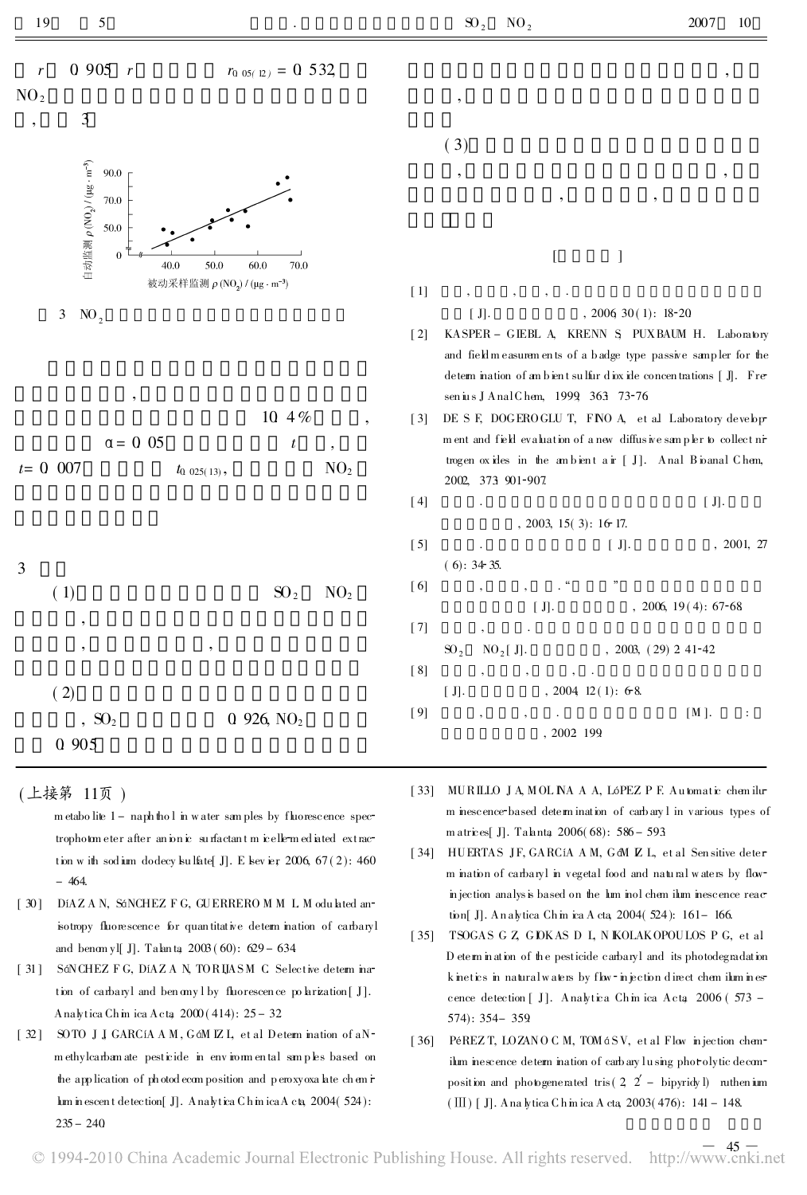$r$ 0.905 $r$ $r_{0.05(12)} = 0.532$

$NO_2$

, 3

90.0
70.0
50.0
0
40.0
50.0
60.0
70.0
自动监测 $\rho(NO_2)/(\mu g \cdot m^{-3})$
被动采样监测 $\rho(NO_2)/(\mu g \cdot m^{-3})$

3 $NO_2$

,

10.4% ,

$\alpha = 0.05$ $t$ ,

$t = 0.007$ $t_{0.025(13)}$, $NO_2$

3

(1) $SO_2$ $NO_2$

,

, ,

(2)

, $SO_2$ 0.926, $NO_2$

0.905

,

,

(3)

, ,

, ,

[ ]

[1] , , , . [J]. , 2006, 30(1): 18-20.

[2] KASPER - GIEBL A, KRENN S, PUXBAUM H. Laboratory and field measurements of a badge type passive sampler for the determination of ambient sulfur dioxide concentrations [J]. Fresenius J Anal Chem, 1999, 363: 73-76.

[3] DE S F, DOGEROGLU T, FINO A, et al. Laboratory development and field evaluation of a new diffusive sampler to collect nitrogen oxides in the ambient air [J]. Anal Bioanal Chem, 2002, 373: 901-907.

[4] . [J]. , 2003, 15(3): 16-17.

[5] . [J]. , 2001, 27(6): 34-35.

[6] , , . " " [J]. , 2006, 19(4): 67-68.

[7] , . $SO_2$ $NO_2$ [J]. , 2003, (29) 2: 41-42.

[8] , , , . [J]. , 2004, 12(1): 6-8.

[9] , , . [M]. : , 2002: 199.

(上接第 11页)

metabolite 1 - naphthol in water samples by fluorescence spectrophotometer after anionic surfactant micelle-mediated extraction with sodium dodecylsulfate[J]. Elsevier, 2006, 67(2): 460 - 464.

[30] DíAZ A N, SáNCHEZ F G, GUERRERO M M L. Modulated anisotropy fluorescence for quantitative determination of carbaryl and benomyl[J]. Talanta, 2003(60): 629 - 634.

[31] SáNCHEZ F G, DíAZ A N, TORIJAS M C. Selective determination of carbaryl and benomyl by fluorescence polarization[J]. Analytica Chimica Acta, 2000(414): 25 - 32.

[32] SOTO J J, GARCíA A M, GóMIZ L, et al. Determination of a N-methylcarbamate pesticide in environmental samples based on the application of photodecomposition and peroxyoxalate chemiluminescent detection[J]. Analytica Chimica Acta, 2004(524): 235 - 240.

[33] MURILLO J A, MOLINA A A, LóPEZ P F. Automatic chemiluminescence-based determination of carbaryl in various types of matrices[J]. Talanta, 2006(68): 586 - 593.

[34] HUERTAS J F, GARCíA A M, GóMIZ L, et al. Sensitive determination of carbaryl in vegetal food and natural waters by flow-injection analysis based on the luminol chemiluminescence reaction[J]. Analytica Chimica Acta, 2004(524): 161 - 166.

[35] TSOGAS G Z, GIOKAS D L, NIKOLAKOPOULOS P G, et al. Determination of the pesticide carbaryl and its photodegradation kinetics in natural waters by flow-injection direct chemiluminescence detection[J]. Analytica Chimica Acta, 2006(573 - 574): 354 - 359.

[36] PéREZ T, LOZANO C M, TOMáS V, et al. Flow injection chemiluminescence determination of carbaryl using photolytic decomposition and photogenerated tris(2, 2′ - bipyridyl) ruthenium (Ⅲ) [J]. Analytica Chimica Acta, 2003(476): 141 - 148.